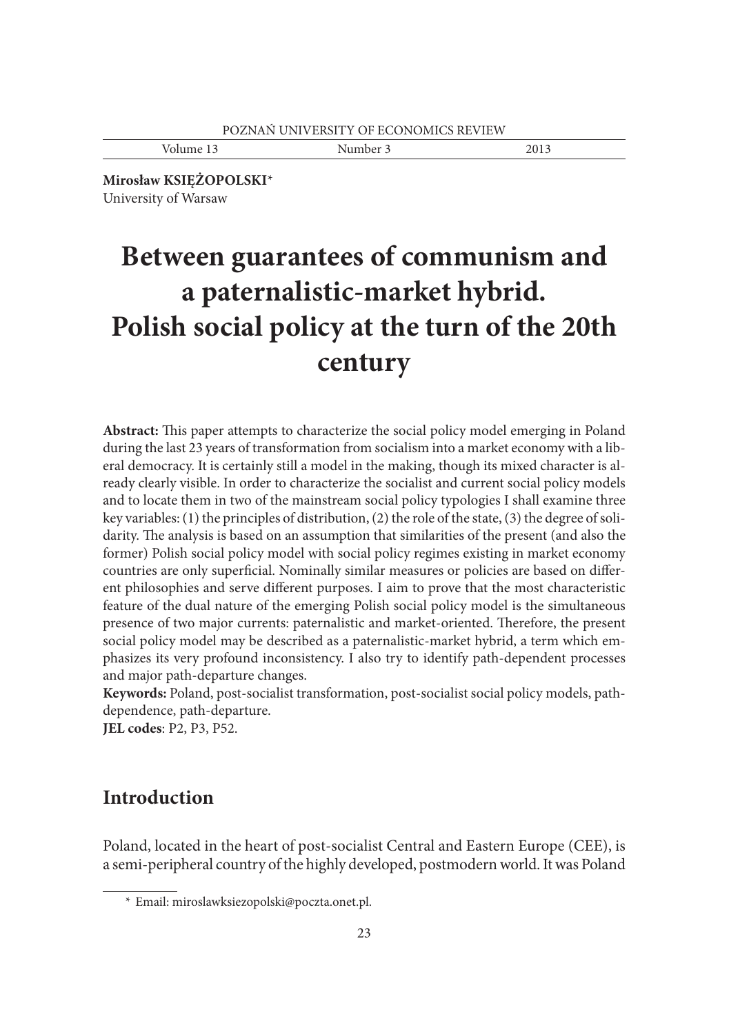**Mirosław KSIĘŻOPOLSKI**[*]
University of Warsaw

# Between guarantees of communism and a paternalistic-market hybrid. Polish social policy at the turn of the 20th century

**Abstract:** This paper attempts to characterize the social policy model emerging in Poland during the last 23 years of transformation from socialism into a market economy with a liberal democracy. It is certainly still a model in the making, though its mixed character is already clearly visible. In order to characterize the socialist and current social policy models and to locate them in two of the mainstream social policy typologies I shall examine three key variables: (1) the principles of distribution, (2) the role of the state, (3) the degree of solidarity. The analysis is based on an assumption that similarities of the present (and also the former) Polish social policy model with social policy regimes existing in market economy countries are only superficial. Nominally similar measures or policies are based on different philosophies and serve different purposes. I aim to prove that the most characteristic feature of the dual nature of the emerging Polish social policy model is the simultaneous presence of two major currents: paternalistic and market-oriented. Therefore, the present social policy model may be described as a paternalistic-market hybrid, a term which emphasizes its very profound inconsistency. I also try to identify path-dependent processes and major path-departure changes.

**Keywords:** Poland, post-socialist transformation, post-socialist social policy models, path-dependence, path-departure.

**JEL codes**: P2, P3, P52.

## Introduction

Poland, located in the heart of post-socialist Central and Eastern Europe (CEE), is a semi-peripheral country of the highly developed, postmodern world. It was Poland

[*] Email: miroslawksiezopolski@poczta.onet.pl.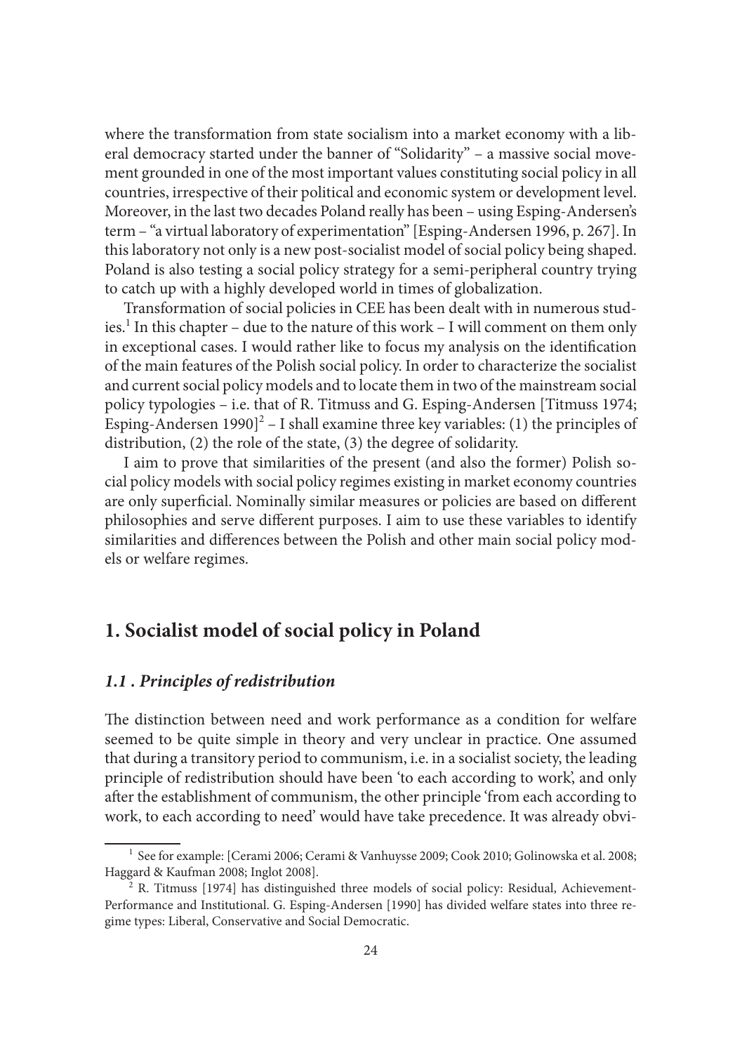where the transformation from state socialism into a market economy with a liberal democracy started under the banner of "Solidarity" – a massive social movement grounded in one of the most important values constituting social policy in all countries, irrespective of their political and economic system or development level. Moreover, in the last two decades Poland really has been – using Esping-Andersen's term – "a virtual laboratory of experimentation" [Esping-Andersen 1996, p. 267]. In this laboratory not only is a new post-socialist model of social policy being shaped. Poland is also testing a social policy strategy for a semi-peripheral country trying to catch up with a highly developed world in times of globalization.

Transformation of social policies in CEE has been dealt with in numerous studies.[1] In this chapter – due to the nature of this work – I will comment on them only in exceptional cases. I would rather like to focus my analysis on the identification of the main features of the Polish social policy. In order to characterize the socialist and current social policy models and to locate them in two of the mainstream social policy typologies – i.e. that of R. Titmuss and G. Esping-Andersen [Titmuss 1974; Esping-Andersen 1990][2] – I shall examine three key variables: (1) the principles of distribution, (2) the role of the state, (3) the degree of solidarity.

I aim to prove that similarities of the present (and also the former) Polish social policy models with social policy regimes existing in market economy countries are only superficial. Nominally similar measures or policies are based on different philosophies and serve different purposes. I aim to use these variables to identify similarities and differences between the Polish and other main social policy models or welfare regimes.

## 1. Socialist model of social policy in Poland

### *1.1 . Principles of redistribution*

The distinction between need and work performance as a condition for welfare seemed to be quite simple in theory and very unclear in practice. One assumed that during a transitory period to communism, i.e. in a socialist society, the leading principle of redistribution should have been 'to each according to work', and only after the establishment of communism, the other principle 'from each according to work, to each according to need' would have take precedence. It was already obvi-

---

[1] See for example: [Cerami 2006; Cerami & Vanhuysse 2009; Cook 2010; Golinowska et al. 2008; Haggard & Kaufman 2008; Inglot 2008].

[2] R. Titmuss [1974] has distinguished three models of social policy: Residual, Achievement-Performance and Institutional. G. Esping-Andersen [1990] has divided welfare states into three regime types: Liberal, Conservative and Social Democratic.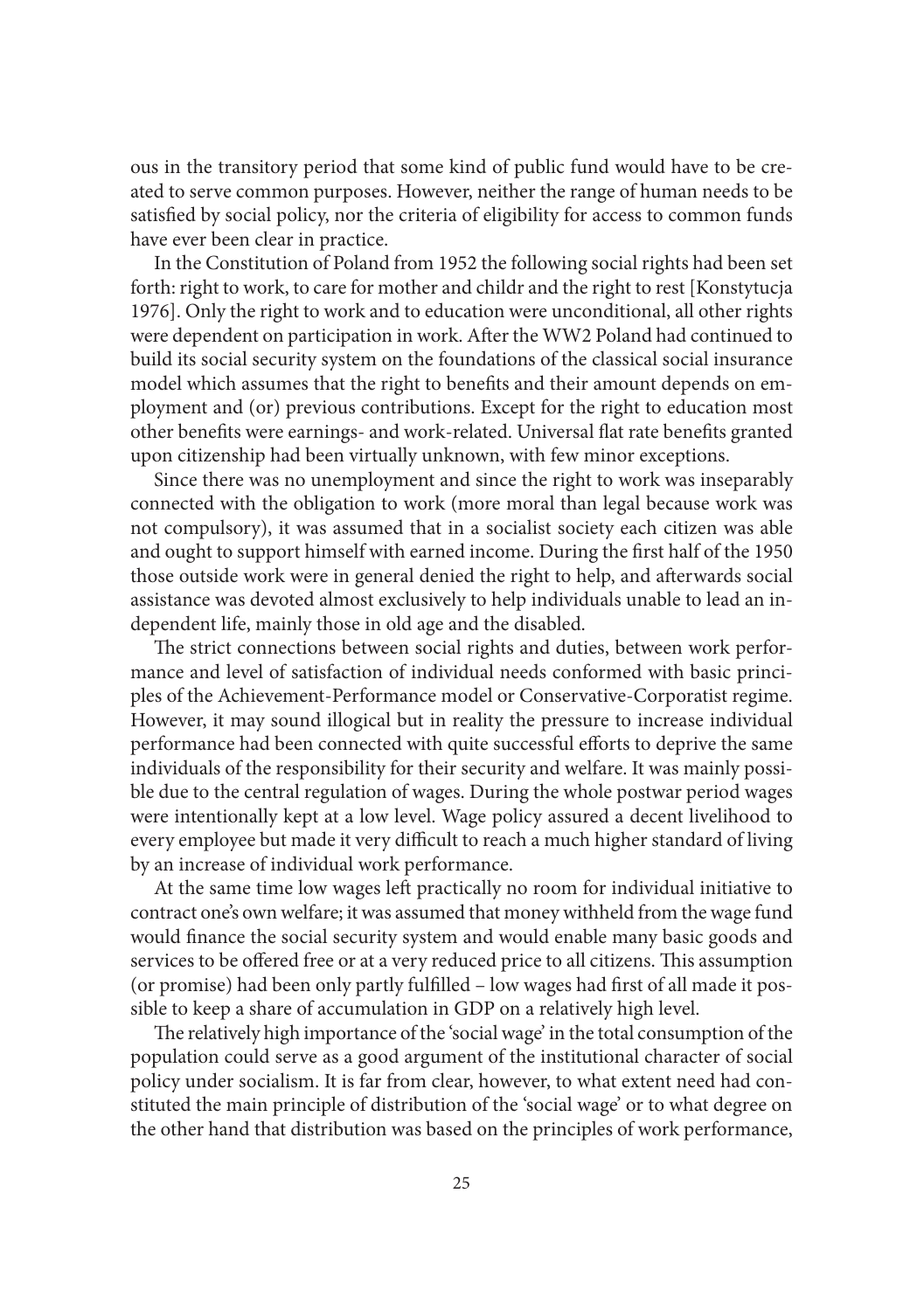ous in the transitory period that some kind of public fund would have to be created to serve common purposes. However, neither the range of human needs to be satisfied by social policy, nor the criteria of eligibility for access to common funds have ever been clear in practice.

In the Constitution of Poland from 1952 the following social rights had been set forth: right to work, to care for mother and childr and the right to rest [Konstytucja 1976]. Only the right to work and to education were unconditional, all other rights were dependent on participation in work. After the WW2 Poland had continued to build its social security system on the foundations of the classical social insurance model which assumes that the right to benefits and their amount depends on employment and (or) previous contributions. Except for the right to education most other benefits were earnings- and work-related. Universal flat rate benefits granted upon citizenship had been virtually unknown, with few minor exceptions.

Since there was no unemployment and since the right to work was inseparably connected with the obligation to work (more moral than legal because work was not compulsory), it was assumed that in a socialist society each citizen was able and ought to support himself with earned income. During the first half of the 1950 those outside work were in general denied the right to help, and afterwards social assistance was devoted almost exclusively to help individuals unable to lead an independent life, mainly those in old age and the disabled.

The strict connections between social rights and duties, between work performance and level of satisfaction of individual needs conformed with basic principles of the Achievement-Performance model or Conservative-Corporatist regime. However, it may sound illogical but in reality the pressure to increase individual performance had been connected with quite successful efforts to deprive the same individuals of the responsibility for their security and welfare. It was mainly possible due to the central regulation of wages. During the whole postwar period wages were intentionally kept at a low level. Wage policy assured a decent livelihood to every employee but made it very difficult to reach a much higher standard of living by an increase of individual work performance.

At the same time low wages left practically no room for individual initiative to contract one's own welfare; it was assumed that money withheld from the wage fund would finance the social security system and would enable many basic goods and services to be offered free or at a very reduced price to all citizens. This assumption (or promise) had been only partly fulfilled – low wages had first of all made it possible to keep a share of accumulation in GDP on a relatively high level.

The relatively high importance of the 'social wage' in the total consumption of the population could serve as a good argument of the institutional character of social policy under socialism. It is far from clear, however, to what extent need had constituted the main principle of distribution of the 'social wage' or to what degree on the other hand that distribution was based on the principles of work performance,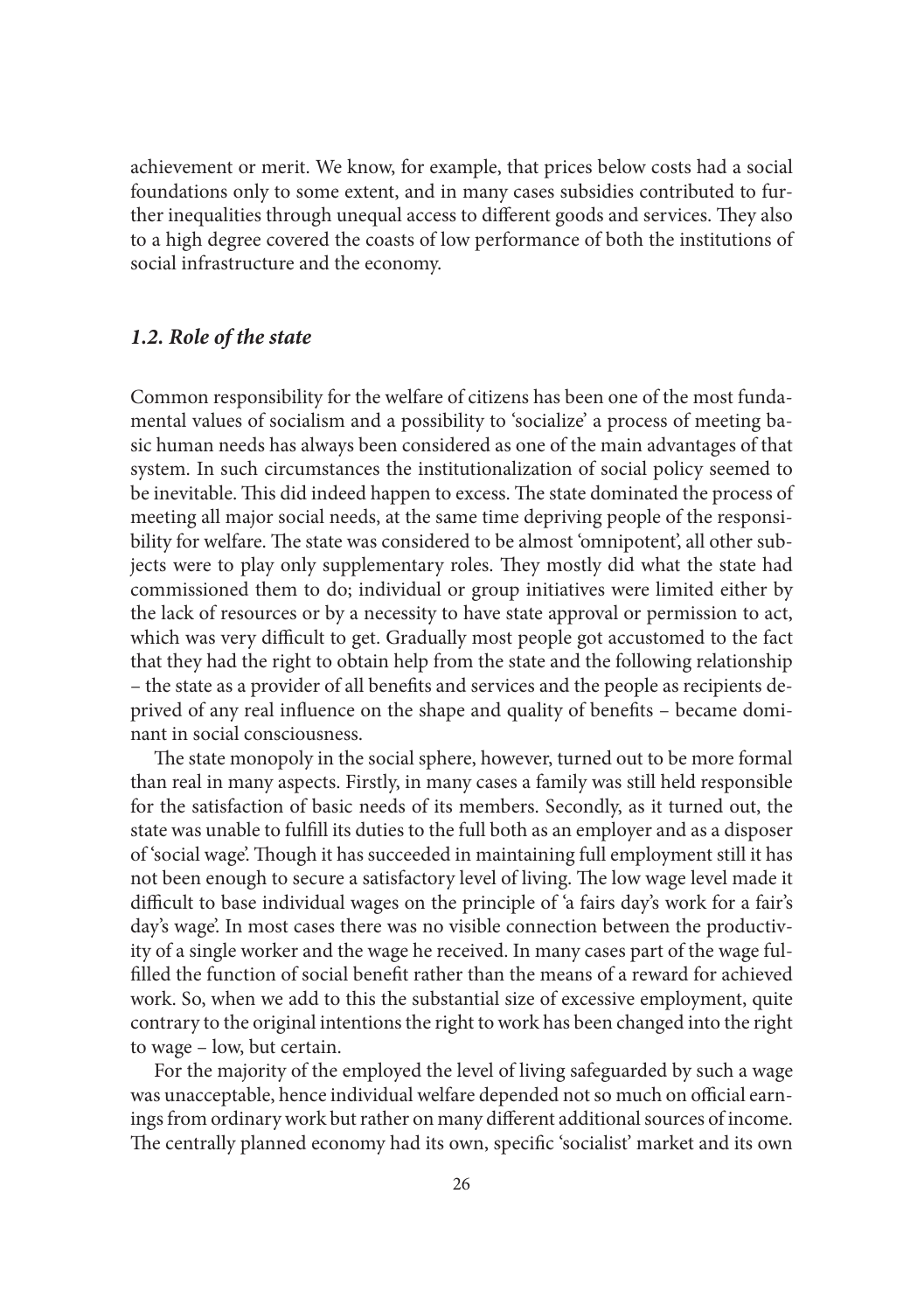achievement or merit. We know, for example, that prices below costs had a social foundations only to some extent, and in many cases subsidies contributed to further inequalities through unequal access to different goods and services. They also to a high degree covered the coasts of low performance of both the institutions of social infrastructure and the economy.

### *1.2. Role of the state*

Common responsibility for the welfare of citizens has been one of the most fundamental values of socialism and a possibility to 'socialize' a process of meeting basic human needs has always been considered as one of the main advantages of that system. In such circumstances the institutionalization of social policy seemed to be inevitable. This did indeed happen to excess. The state dominated the process of meeting all major social needs, at the same time depriving people of the responsibility for welfare. The state was considered to be almost 'omnipotent', all other subjects were to play only supplementary roles. They mostly did what the state had commissioned them to do; individual or group initiatives were limited either by the lack of resources or by a necessity to have state approval or permission to act, which was very difficult to get. Gradually most people got accustomed to the fact that they had the right to obtain help from the state and the following relationship – the state as a provider of all benefits and services and the people as recipients deprived of any real influence on the shape and quality of benefits – became dominant in social consciousness.

The state monopoly in the social sphere, however, turned out to be more formal than real in many aspects. Firstly, in many cases a family was still held responsible for the satisfaction of basic needs of its members. Secondly, as it turned out, the state was unable to fulfill its duties to the full both as an employer and as a disposer of 'social wage'. Though it has succeeded in maintaining full employment still it has not been enough to secure a satisfactory level of living. The low wage level made it difficult to base individual wages on the principle of 'a fairs day's work for a fair's day's wage'. In most cases there was no visible connection between the productivity of a single worker and the wage he received. In many cases part of the wage fulfilled the function of social benefit rather than the means of a reward for achieved work. So, when we add to this the substantial size of excessive employment, quite contrary to the original intentions the right to work has been changed into the right to wage – low, but certain.

For the majority of the employed the level of living safeguarded by such a wage was unacceptable, hence individual welfare depended not so much on official earnings from ordinary work but rather on many different additional sources of income. The centrally planned economy had its own, specific 'socialist' market and its own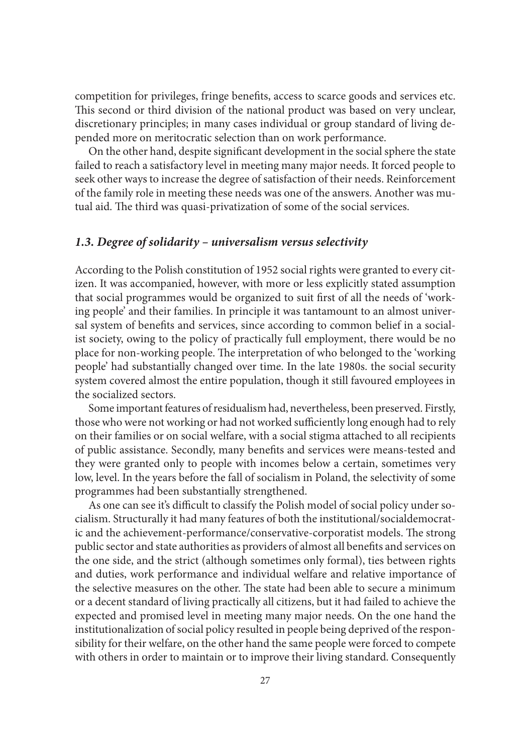competition for privileges, fringe benefits, access to scarce goods and services etc. This second or third division of the national product was based on very unclear, discretionary principles; in many cases individual or group standard of living depended more on meritocratic selection than on work performance.

On the other hand, despite significant development in the social sphere the state failed to reach a satisfactory level in meeting many major needs. It forced people to seek other ways to increase the degree of satisfaction of their needs. Reinforcement of the family role in meeting these needs was one of the answers. Another was mutual aid. The third was quasi-privatization of some of the social services.

### *1.3. Degree of solidarity – universalism versus selectivity*

According to the Polish constitution of 1952 social rights were granted to every citizen. It was accompanied, however, with more or less explicitly stated assumption that social programmes would be organized to suit first of all the needs of 'working people' and their families. In principle it was tantamount to an almost universal system of benefits and services, since according to common belief in a socialist society, owing to the policy of practically full employment, there would be no place for non-working people. The interpretation of who belonged to the 'working people' had substantially changed over time. In the late 1980s. the social security system covered almost the entire population, though it still favoured employees in the socialized sectors.

Some important features of residualism had, nevertheless, been preserved. Firstly, those who were not working or had not worked sufficiently long enough had to rely on their families or on social welfare, with a social stigma attached to all recipients of public assistance. Secondly, many benefits and services were means-tested and they were granted only to people with incomes below a certain, sometimes very low, level. In the years before the fall of socialism in Poland, the selectivity of some programmes had been substantially strengthened.

As one can see it's difficult to classify the Polish model of social policy under socialism. Structurally it had many features of both the institutional/socialdemocratic and the achievement-performance/conservative-corporatist models. The strong public sector and state authorities as providers of almost all benefits and services on the one side, and the strict (although sometimes only formal), ties between rights and duties, work performance and individual welfare and relative importance of the selective measures on the other. The state had been able to secure a minimum or a decent standard of living practically all citizens, but it had failed to achieve the expected and promised level in meeting many major needs. On the one hand the institutionalization of social policy resulted in people being deprived of the responsibility for their welfare, on the other hand the same people were forced to compete with others in order to maintain or to improve their living standard. Consequently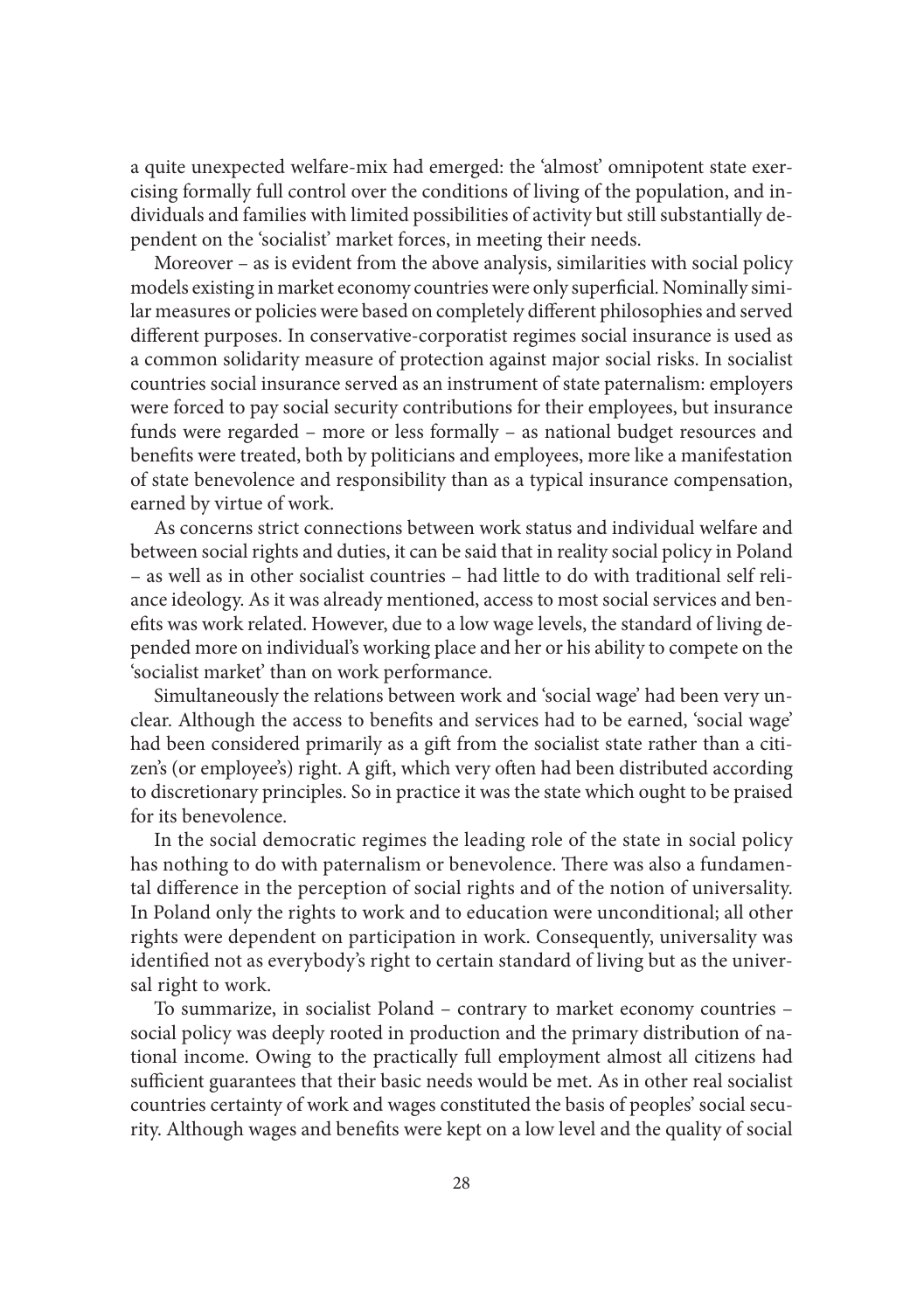a quite unexpected welfare-mix had emerged: the 'almost' omnipotent state exercising formally full control over the conditions of living of the population, and individuals and families with limited possibilities of activity but still substantially dependent on the 'socialist' market forces, in meeting their needs.

Moreover – as is evident from the above analysis, similarities with social policy models existing in market economy countries were only superficial. Nominally similar measures or policies were based on completely different philosophies and served different purposes. In conservative-corporatist regimes social insurance is used as a common solidarity measure of protection against major social risks. In socialist countries social insurance served as an instrument of state paternalism: employers were forced to pay social security contributions for their employees, but insurance funds were regarded – more or less formally – as national budget resources and benefits were treated, both by politicians and employees, more like a manifestation of state benevolence and responsibility than as a typical insurance compensation, earned by virtue of work.

As concerns strict connections between work status and individual welfare and between social rights and duties, it can be said that in reality social policy in Poland – as well as in other socialist countries – had little to do with traditional self reliance ideology. As it was already mentioned, access to most social services and benefits was work related. However, due to a low wage levels, the standard of living depended more on individual's working place and her or his ability to compete on the 'socialist market' than on work performance.

Simultaneously the relations between work and 'social wage' had been very unclear. Although the access to benefits and services had to be earned, 'social wage' had been considered primarily as a gift from the socialist state rather than a citizen's (or employee's) right. A gift, which very often had been distributed according to discretionary principles. So in practice it was the state which ought to be praised for its benevolence.

In the social democratic regimes the leading role of the state in social policy has nothing to do with paternalism or benevolence. There was also a fundamental difference in the perception of social rights and of the notion of universality. In Poland only the rights to work and to education were unconditional; all other rights were dependent on participation in work. Consequently, universality was identified not as everybody's right to certain standard of living but as the universal right to work.

To summarize, in socialist Poland – contrary to market economy countries – social policy was deeply rooted in production and the primary distribution of national income. Owing to the practically full employment almost all citizens had sufficient guarantees that their basic needs would be met. As in other real socialist countries certainty of work and wages constituted the basis of peoples' social security. Although wages and benefits were kept on a low level and the quality of social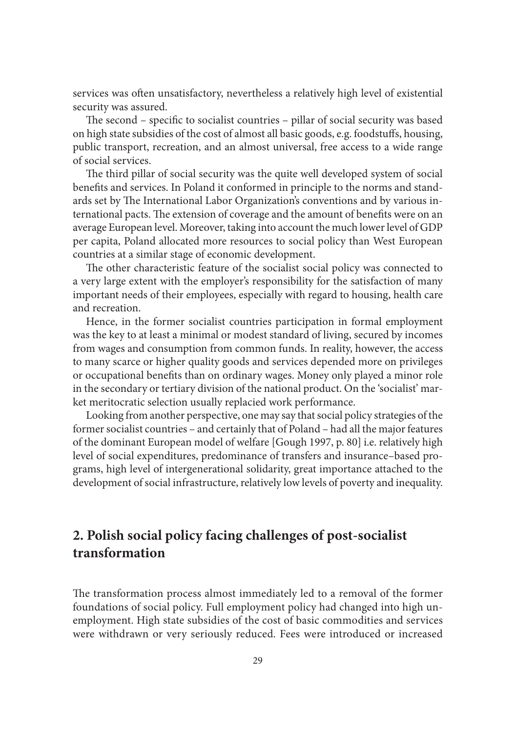services was often unsatisfactory, nevertheless a relatively high level of existential security was assured.

The second – specific to socialist countries – pillar of social security was based on high state subsidies of the cost of almost all basic goods, e.g. foodstuffs, housing, public transport, recreation, and an almost universal, free access to a wide range of social services.

The third pillar of social security was the quite well developed system of social benefits and services. In Poland it conformed in principle to the norms and standards set by The International Labor Organization's conventions and by various international pacts. The extension of coverage and the amount of benefits were on an average European level. Moreover, taking into account the much lower level of GDP per capita, Poland allocated more resources to social policy than West European countries at a similar stage of economic development.

The other characteristic feature of the socialist social policy was connected to a very large extent with the employer's responsibility for the satisfaction of many important needs of their employees, especially with regard to housing, health care and recreation.

Hence, in the former socialist countries participation in formal employment was the key to at least a minimal or modest standard of living, secured by incomes from wages and consumption from common funds. In reality, however, the access to many scarce or higher quality goods and services depended more on privileges or occupational benefits than on ordinary wages. Money only played a minor role in the secondary or tertiary division of the national product. On the 'socialist' market meritocratic selection usually replacied work performance.

Looking from another perspective, one may say that social policy strategies of the former socialist countries – and certainly that of Poland – had all the major features of the dominant European model of welfare [Gough 1997, p. 80] i.e. relatively high level of social expenditures, predominance of transfers and insurance–based programs, high level of intergenerational solidarity, great importance attached to the development of social infrastructure, relatively low levels of poverty and inequality.

## 2. Polish social policy facing challenges of post-socialist transformation

The transformation process almost immediately led to a removal of the former foundations of social policy. Full employment policy had changed into high unemployment. High state subsidies of the cost of basic commodities and services were withdrawn or very seriously reduced. Fees were introduced or increased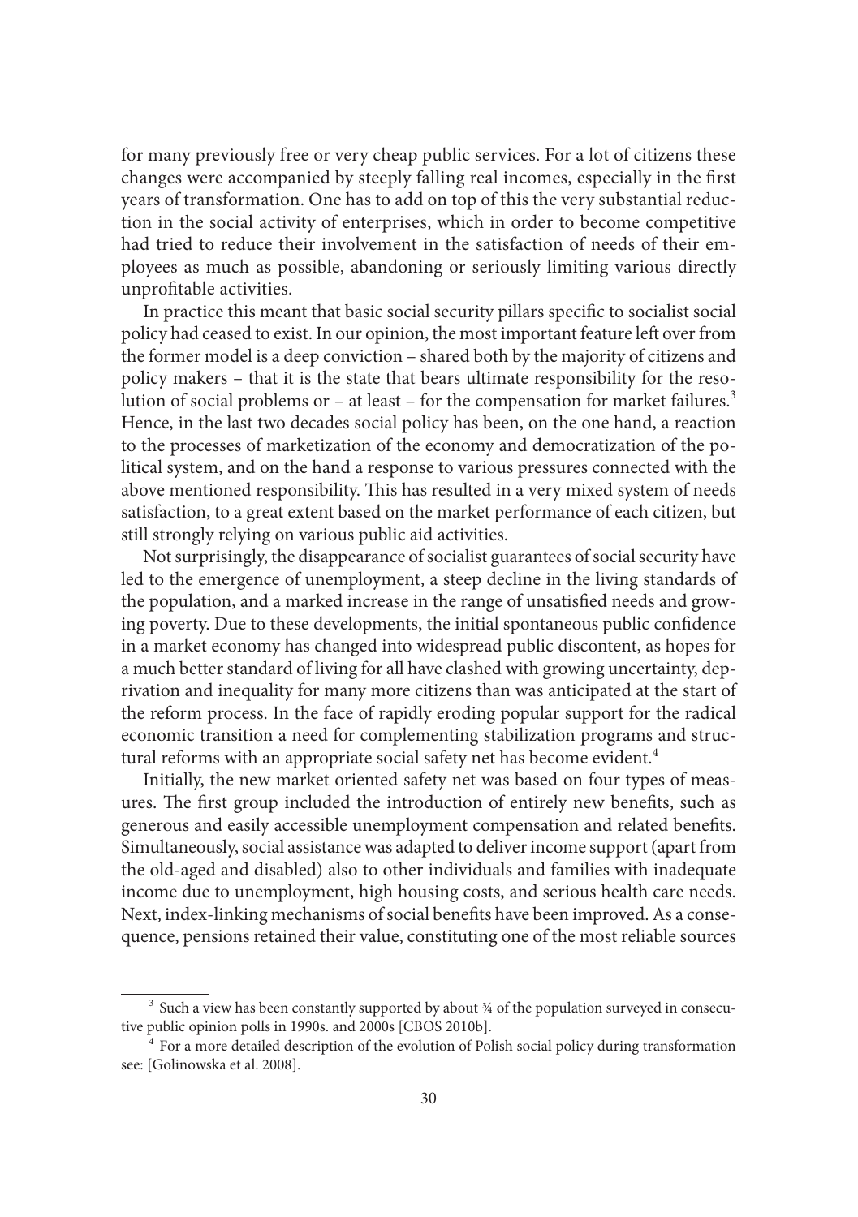for many previously free or very cheap public services. For a lot of citizens these changes were accompanied by steeply falling real incomes, especially in the first years of transformation. One has to add on top of this the very substantial reduction in the social activity of enterprises, which in order to become competitive had tried to reduce their involvement in the satisfaction of needs of their employees as much as possible, abandoning or seriously limiting various directly unprofitable activities.

In practice this meant that basic social security pillars specific to socialist social policy had ceased to exist. In our opinion, the most important feature left over from the former model is a deep conviction – shared both by the majority of citizens and policy makers – that it is the state that bears ultimate responsibility for the resolution of social problems or – at least – for the compensation for market failures.[3] Hence, in the last two decades social policy has been, on the one hand, a reaction to the processes of marketization of the economy and democratization of the political system, and on the hand a response to various pressures connected with the above mentioned responsibility. This has resulted in a very mixed system of needs satisfaction, to a great extent based on the market performance of each citizen, but still strongly relying on various public aid activities.

Not surprisingly, the disappearance of socialist guarantees of social security have led to the emergence of unemployment, a steep decline in the living standards of the population, and a marked increase in the range of unsatisfied needs and growing poverty. Due to these developments, the initial spontaneous public confidence in a market economy has changed into widespread public discontent, as hopes for a much better standard of living for all have clashed with growing uncertainty, deprivation and inequality for many more citizens than was anticipated at the start of the reform process. In the face of rapidly eroding popular support for the radical economic transition a need for complementing stabilization programs and structural reforms with an appropriate social safety net has become evident.[4]

Initially, the new market oriented safety net was based on four types of measures. The first group included the introduction of entirely new benefits, such as generous and easily accessible unemployment compensation and related benefits. Simultaneously, social assistance was adapted to deliver income support (apart from the old-aged and disabled) also to other individuals and families with inadequate income due to unemployment, high housing costs, and serious health care needs. Next, index-linking mechanisms of social benefits have been improved. As a consequence, pensions retained their value, constituting one of the most reliable sources

[3] Such a view has been constantly supported by about ¾ of the population surveyed in consecutive public opinion polls in 1990s. and 2000s [CBOS 2010b].

[4] For a more detailed description of the evolution of Polish social policy during transformation see: [Golinowska et al. 2008].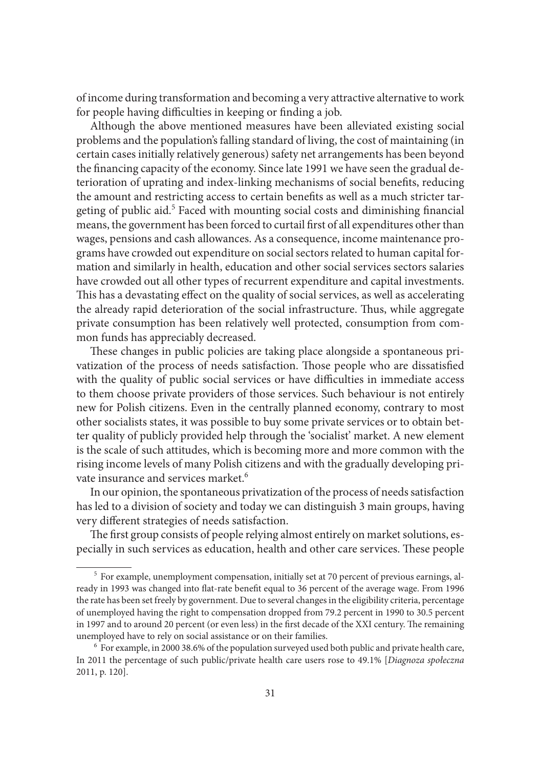of income during transformation and becoming a very attractive alternative to work for people having difficulties in keeping or finding a job.

Although the above mentioned measures have been alleviated existing social problems and the population's falling standard of living, the cost of maintaining (in certain cases initially relatively generous) safety net arrangements has been beyond the financing capacity of the economy. Since late 1991 we have seen the gradual deterioration of uprating and index-linking mechanisms of social benefits, reducing the amount and restricting access to certain benefits as well as a much stricter targeting of public aid.[5] Faced with mounting social costs and diminishing financial means, the government has been forced to curtail first of all expenditures other than wages, pensions and cash allowances. As a consequence, income maintenance programs have crowded out expenditure on social sectors related to human capital formation and similarly in health, education and other social services sectors salaries have crowded out all other types of recurrent expenditure and capital investments. This has a devastating effect on the quality of social services, as well as accelerating the already rapid deterioration of the social infrastructure. Thus, while aggregate private consumption has been relatively well protected, consumption from common funds has appreciably decreased.

These changes in public policies are taking place alongside a spontaneous privatization of the process of needs satisfaction. Those people who are dissatisfied with the quality of public social services or have difficulties in immediate access to them choose private providers of those services. Such behaviour is not entirely new for Polish citizens. Even in the centrally planned economy, contrary to most other socialists states, it was possible to buy some private services or to obtain better quality of publicly provided help through the 'socialist' market. A new element is the scale of such attitudes, which is becoming more and more common with the rising income levels of many Polish citizens and with the gradually developing private insurance and services market.[6]

In our opinion, the spontaneous privatization of the process of needs satisfaction has led to a division of society and today we can distinguish 3 main groups, having very different strategies of needs satisfaction.

The first group consists of people relying almost entirely on market solutions, especially in such services as education, health and other care services. These people

---

[5] For example, unemployment compensation, initially set at 70 percent of previous earnings, already in 1993 was changed into flat-rate benefit equal to 36 percent of the average wage. From 1996 the rate has been set freely by government. Due to several changes in the eligibility criteria, percentage of unemployed having the right to compensation dropped from 79.2 percent in 1990 to 30.5 percent in 1997 and to around 20 percent (or even less) in the first decade of the XXI century. The remaining unemployed have to rely on social assistance or on their families.

[6] For example, in 2000 38.6% of the population surveyed used both public and private health care, In 2011 the percentage of such public/private health care users rose to 49.1% [*Diagnoza społeczna* 2011, p. 120].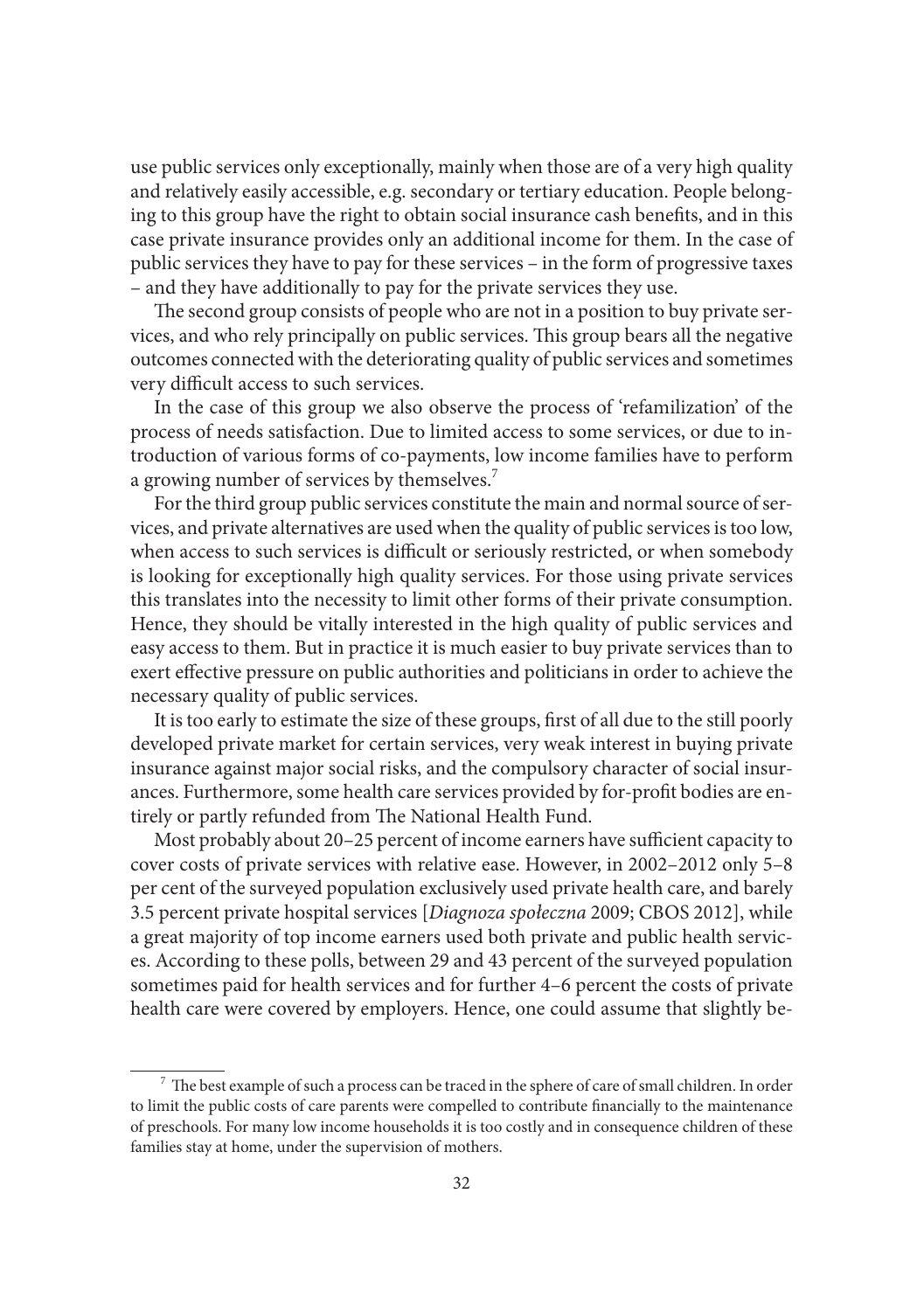use public services only exceptionally, mainly when those are of a very high quality and relatively easily accessible, e.g. secondary or tertiary education. People belonging to this group have the right to obtain social insurance cash benefits, and in this case private insurance provides only an additional income for them. In the case of public services they have to pay for these services – in the form of progressive taxes – and they have additionally to pay for the private services they use.

The second group consists of people who are not in a position to buy private services, and who rely principally on public services. This group bears all the negative outcomes connected with the deteriorating quality of public services and sometimes very difficult access to such services.

In the case of this group we also observe the process of 'refamilization' of the process of needs satisfaction. Due to limited access to some services, or due to introduction of various forms of co-payments, low income families have to perform a growing number of services by themselves.[7]

For the third group public services constitute the main and normal source of services, and private alternatives are used when the quality of public services is too low, when access to such services is difficult or seriously restricted, or when somebody is looking for exceptionally high quality services. For those using private services this translates into the necessity to limit other forms of their private consumption. Hence, they should be vitally interested in the high quality of public services and easy access to them. But in practice it is much easier to buy private services than to exert effective pressure on public authorities and politicians in order to achieve the necessary quality of public services.

It is too early to estimate the size of these groups, first of all due to the still poorly developed private market for certain services, very weak interest in buying private insurance against major social risks, and the compulsory character of social insurances. Furthermore, some health care services provided by for-profit bodies are entirely or partly refunded from The National Health Fund.

Most probably about 20–25 percent of income earners have sufficient capacity to cover costs of private services with relative ease. However, in 2002–2012 only 5–8 per cent of the surveyed population exclusively used private health care, and barely 3.5 percent private hospital services [*Diagnoza społeczna* 2009; CBOS 2012], while a great majority of top income earners used both private and public health services. According to these polls, between 29 and 43 percent of the surveyed population sometimes paid for health services and for further 4–6 percent the costs of private health care were covered by employers. Hence, one could assume that slightly be-

[7] The best example of such a process can be traced in the sphere of care of small children. In order to limit the public costs of care parents were compelled to contribute financially to the maintenance of preschools. For many low income households it is too costly and in consequence children of these families stay at home, under the supervision of mothers.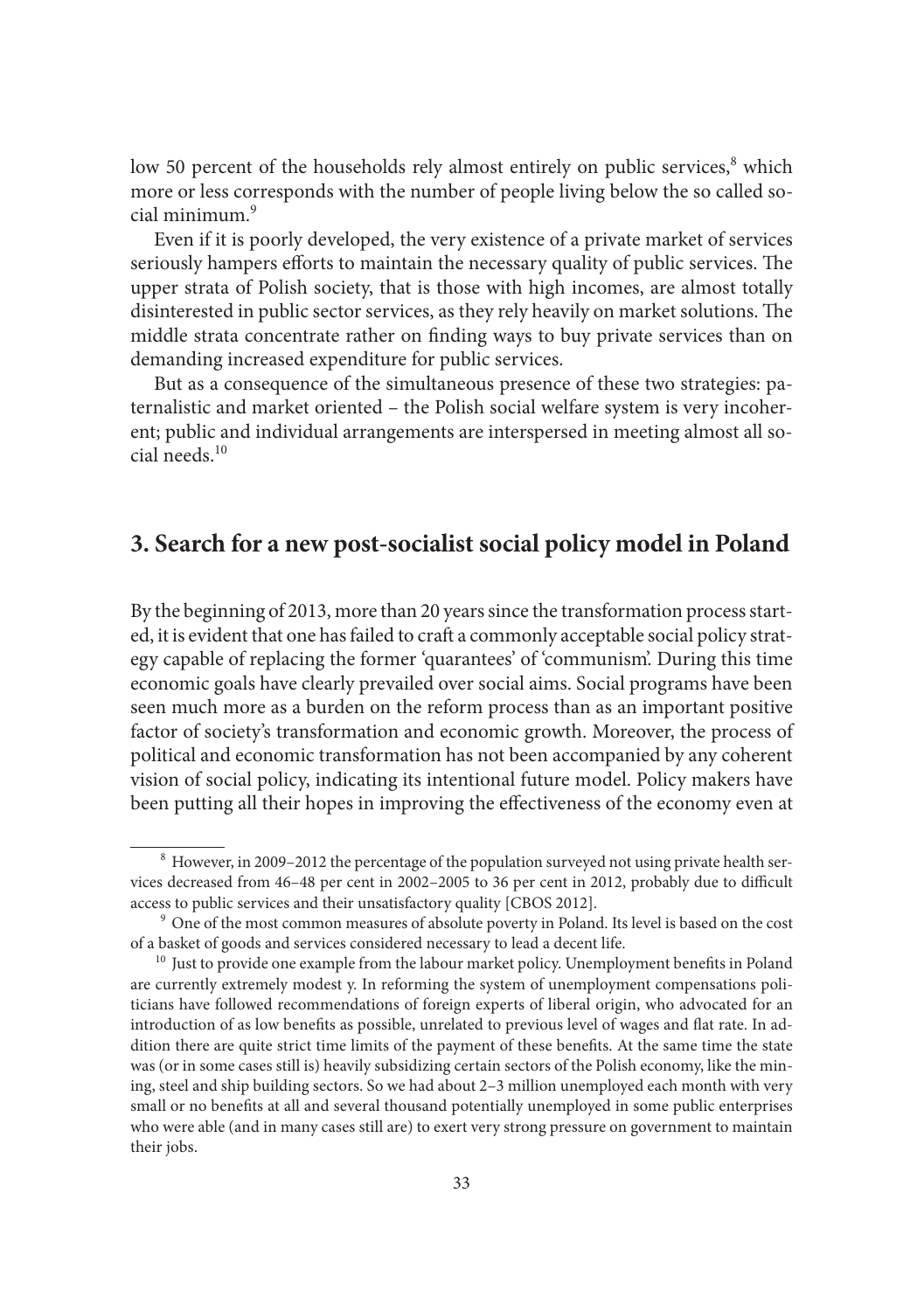low 50 percent of the households rely almost entirely on public services,[8] which more or less corresponds with the number of people living below the so called social minimum.[9]

Even if it is poorly developed, the very existence of a private market of services seriously hampers efforts to maintain the necessary quality of public services. The upper strata of Polish society, that is those with high incomes, are almost totally disinterested in public sector services, as they rely heavily on market solutions. The middle strata concentrate rather on finding ways to buy private services than on demanding increased expenditure for public services.

But as a consequence of the simultaneous presence of these two strategies: paternalistic and market oriented – the Polish social welfare system is very incoherent; public and individual arrangements are interspersed in meeting almost all social needs.[10]

## 3. Search for a new post-socialist social policy model in Poland

By the beginning of 2013, more than 20 years since the transformation process started, it is evident that one has failed to craft a commonly acceptable social policy strategy capable of replacing the former 'quarantees' of 'communism'. During this time economic goals have clearly prevailed over social aims. Social programs have been seen much more as a burden on the reform process than as an important positive factor of society's transformation and economic growth. Moreover, the process of political and economic transformation has not been accompanied by any coherent vision of social policy, indicating its intentional future model. Policy makers have been putting all their hopes in improving the effectiveness of the economy even at

[8] However, in 2009–2012 the percentage of the population surveyed not using private health services decreased from 46–48 per cent in 2002–2005 to 36 per cent in 2012, probably due to difficult access to public services and their unsatisfactory quality [CBOS 2012].

[9] One of the most common measures of absolute poverty in Poland. Its level is based on the cost of a basket of goods and services considered necessary to lead a decent life.

[10] Just to provide one example from the labour market policy. Unemployment benefits in Poland are currently extremely modest y. In reforming the system of unemployment compensations politicians have followed recommendations of foreign experts of liberal origin, who advocated for an introduction of as low benefits as possible, unrelated to previous level of wages and flat rate. In addition there are quite strict time limits of the payment of these benefits. At the same time the state was (or in some cases still is) heavily subsidizing certain sectors of the Polish economy, like the mining, steel and ship building sectors. So we had about 2–3 million unemployed each month with very small or no benefits at all and several thousand potentially unemployed in some public enterprises who were able (and in many cases still are) to exert very strong pressure on government to maintain their jobs.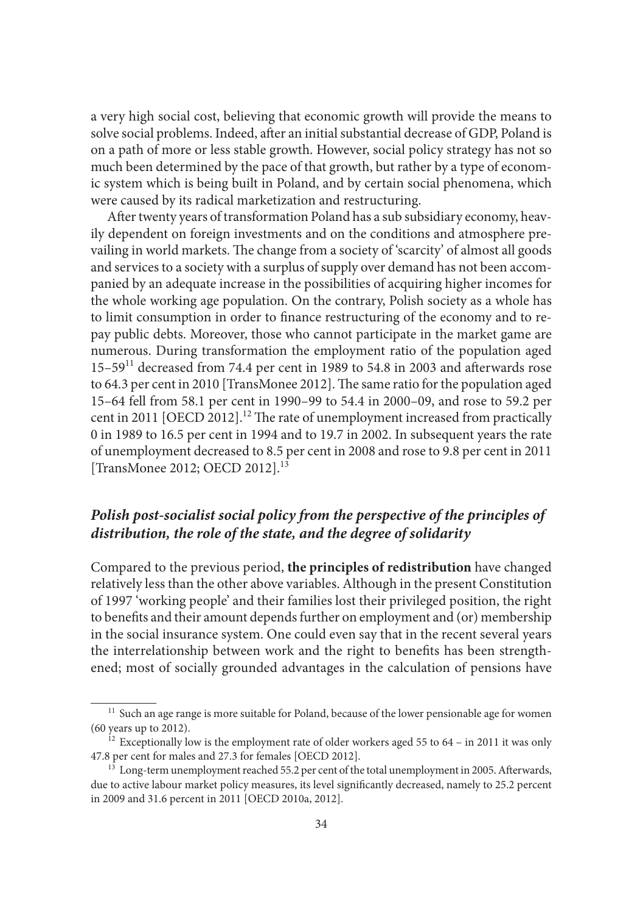a very high social cost, believing that economic growth will provide the means to solve social problems. Indeed, after an initial substantial decrease of GDP, Poland is on a path of more or less stable growth. However, social policy strategy has not so much been determined by the pace of that growth, but rather by a type of economic system which is being built in Poland, and by certain social phenomena, which were caused by its radical marketization and restructuring.

After twenty years of transformation Poland has a sub subsidiary economy, heavily dependent on foreign investments and on the conditions and atmosphere prevailing in world markets. The change from a society of 'scarcity' of almost all goods and services to a society with a surplus of supply over demand has not been accompanied by an adequate increase in the possibilities of acquiring higher incomes for the whole working age population. On the contrary, Polish society as a whole has to limit consumption in order to finance restructuring of the economy and to repay public debts. Moreover, those who cannot participate in the market game are numerous. During transformation the employment ratio of the population aged 15–59[11] decreased from 74.4 per cent in 1989 to 54.8 in 2003 and afterwards rose to 64.3 per cent in 2010 [TransMonee 2012]. The same ratio for the population aged 15–64 fell from 58.1 per cent in 1990–99 to 54.4 in 2000–09, and rose to 59.2 per cent in 2011 [OECD 2012].[12] The rate of unemployment increased from practically 0 in 1989 to 16.5 per cent in 1994 and to 19.7 in 2002. In subsequent years the rate of unemployment decreased to 8.5 per cent in 2008 and rose to 9.8 per cent in 2011 [TransMonee 2012; OECD 2012].[13]

### *Polish post-socialist social policy from the perspective of the principles of distribution, the role of the state, and the degree of solidarity*

Compared to the previous period, **the principles of redistribution** have changed relatively less than the other above variables. Although in the present Constitution of 1997 'working people' and their families lost their privileged position, the right to benefits and their amount depends further on employment and (or) membership in the social insurance system. One could even say that in the recent several years the interrelationship between work and the right to benefits has been strengthened; most of socially grounded advantages in the calculation of pensions have

---

[11] Such an age range is more suitable for Poland, because of the lower pensionable age for women (60 years up to 2012).

[12] Exceptionally low is the employment rate of older workers aged 55 to 64 – in 2011 it was only 47.8 per cent for males and 27.3 for females [OECD 2012].

[13] Long-term unemployment reached 55.2 per cent of the total unemployment in 2005. Afterwards, due to active labour market policy measures, its level significantly decreased, namely to 25.2 percent in 2009 and 31.6 percent in 2011 [OECD 2010a, 2012].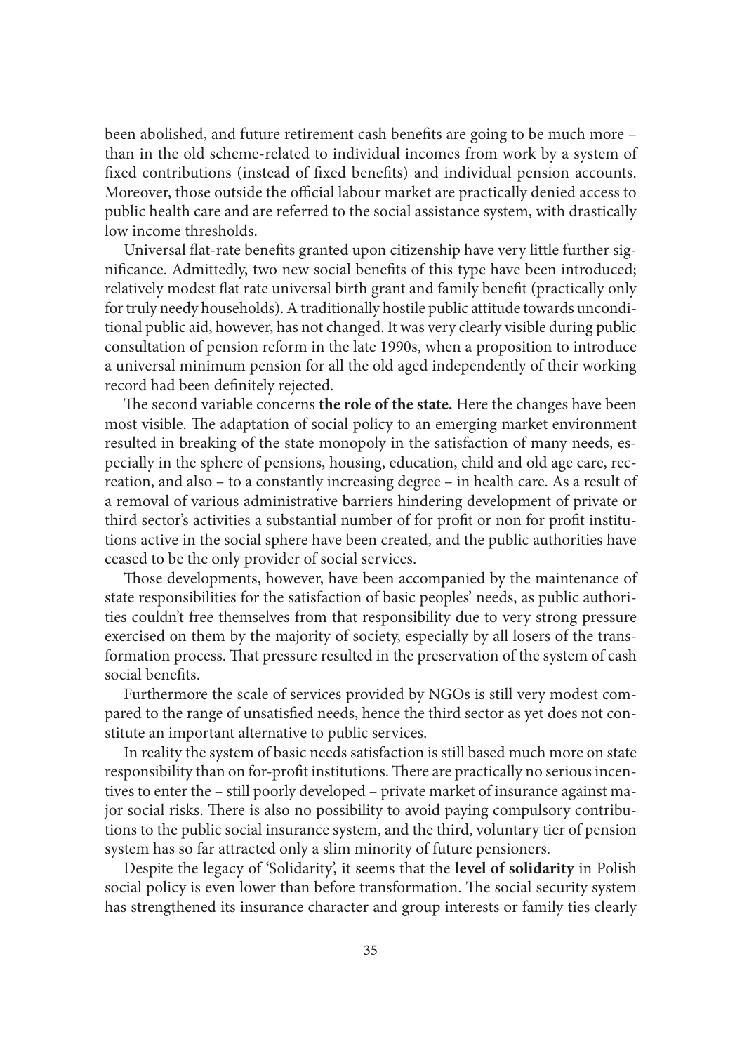been abolished, and future retirement cash benefits are going to be much more – than in the old scheme-related to individual incomes from work by a system of fixed contributions (instead of fixed benefits) and individual pension accounts. Moreover, those outside the official labour market are practically denied access to public health care and are referred to the social assistance system, with drastically low income thresholds.

Universal flat-rate benefits granted upon citizenship have very little further significance. Admittedly, two new social benefits of this type have been introduced; relatively modest flat rate universal birth grant and family benefit (practically only for truly needy households). A traditionally hostile public attitude towards unconditional public aid, however, has not changed. It was very clearly visible during public consultation of pension reform in the late 1990s, when a proposition to introduce a universal minimum pension for all the old aged independently of their working record had been definitely rejected.

The second variable concerns **the role of the state.** Here the changes have been most visible. The adaptation of social policy to an emerging market environment resulted in breaking of the state monopoly in the satisfaction of many needs, especially in the sphere of pensions, housing, education, child and old age care, recreation, and also – to a constantly increasing degree – in health care. As a result of a removal of various administrative barriers hindering development of private or third sector's activities a substantial number of for profit or non for profit institutions active in the social sphere have been created, and the public authorities have ceased to be the only provider of social services.

Those developments, however, have been accompanied by the maintenance of state responsibilities for the satisfaction of basic peoples' needs, as public authorities couldn't free themselves from that responsibility due to very strong pressure exercised on them by the majority of society, especially by all losers of the transformation process. That pressure resulted in the preservation of the system of cash social benefits.

Furthermore the scale of services provided by NGOs is still very modest compared to the range of unsatisfied needs, hence the third sector as yet does not constitute an important alternative to public services.

In reality the system of basic needs satisfaction is still based much more on state responsibility than on for-profit institutions. There are practically no serious incentives to enter the – still poorly developed – private market of insurance against major social risks. There is also no possibility to avoid paying compulsory contributions to the public social insurance system, and the third, voluntary tier of pension system has so far attracted only a slim minority of future pensioners.

Despite the legacy of 'Solidarity', it seems that the **level of solidarity** in Polish social policy is even lower than before transformation. The social security system has strengthened its insurance character and group interests or family ties clearly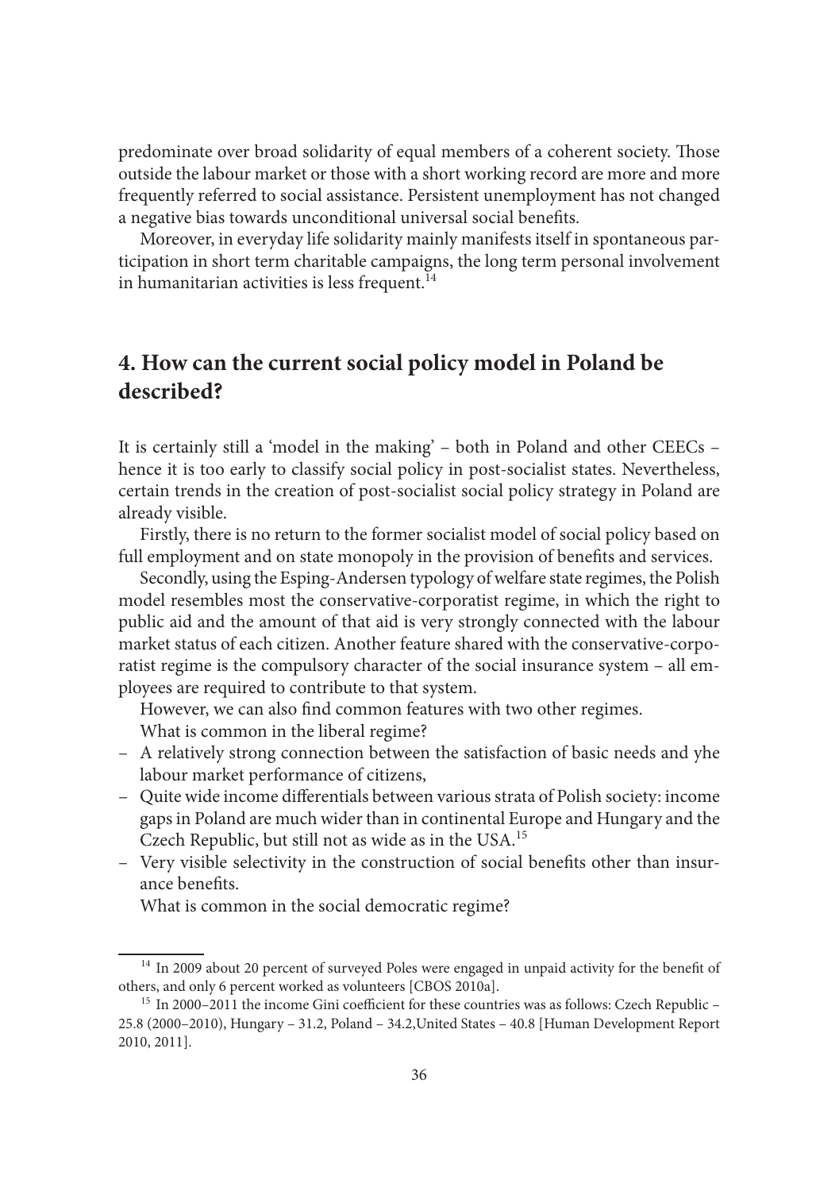predominate over broad solidarity of equal members of a coherent society. Those outside the labour market or those with a short working record are more and more frequently referred to social assistance. Persistent unemployment has not changed a negative bias towards unconditional universal social benefits.

Moreover, in everyday life solidarity mainly manifests itself in spontaneous participation in short term charitable campaigns, the long term personal involvement in humanitarian activities is less frequent.[14]

## 4. How can the current social policy model in Poland be described?

It is certainly still a 'model in the making' – both in Poland and other CEECs – hence it is too early to classify social policy in post-socialist states. Nevertheless, certain trends in the creation of post-socialist social policy strategy in Poland are already visible.

Firstly, there is no return to the former socialist model of social policy based on full employment and on state monopoly in the provision of benefits and services.

Secondly, using the Esping-Andersen typology of welfare state regimes, the Polish model resembles most the conservative-corporatist regime, in which the right to public aid and the amount of that aid is very strongly connected with the labour market status of each citizen. Another feature shared with the conservative-corporatist regime is the compulsory character of the social insurance system – all employees are required to contribute to that system.

However, we can also find common features with two other regimes.

What is common in the liberal regime?

- A relatively strong connection between the satisfaction of basic needs and yhe labour market performance of citizens,
- Quite wide income differentials between various strata of Polish society: income gaps in Poland are much wider than in continental Europe and Hungary and the Czech Republic, but still not as wide as in the USA.[15]
- Very visible selectivity in the construction of social benefits other than insurance benefits.

What is common in the social democratic regime?

---

[14] In 2009 about 20 percent of surveyed Poles were engaged in unpaid activity for the benefit of others, and only 6 percent worked as volunteers [CBOS 2010a].

[15] In 2000–2011 the income Gini coefficient for these countries was as follows: Czech Republic – 25.8 (2000–2010), Hungary – 31.2, Poland – 34.2,United States – 40.8 [Human Development Report 2010, 2011].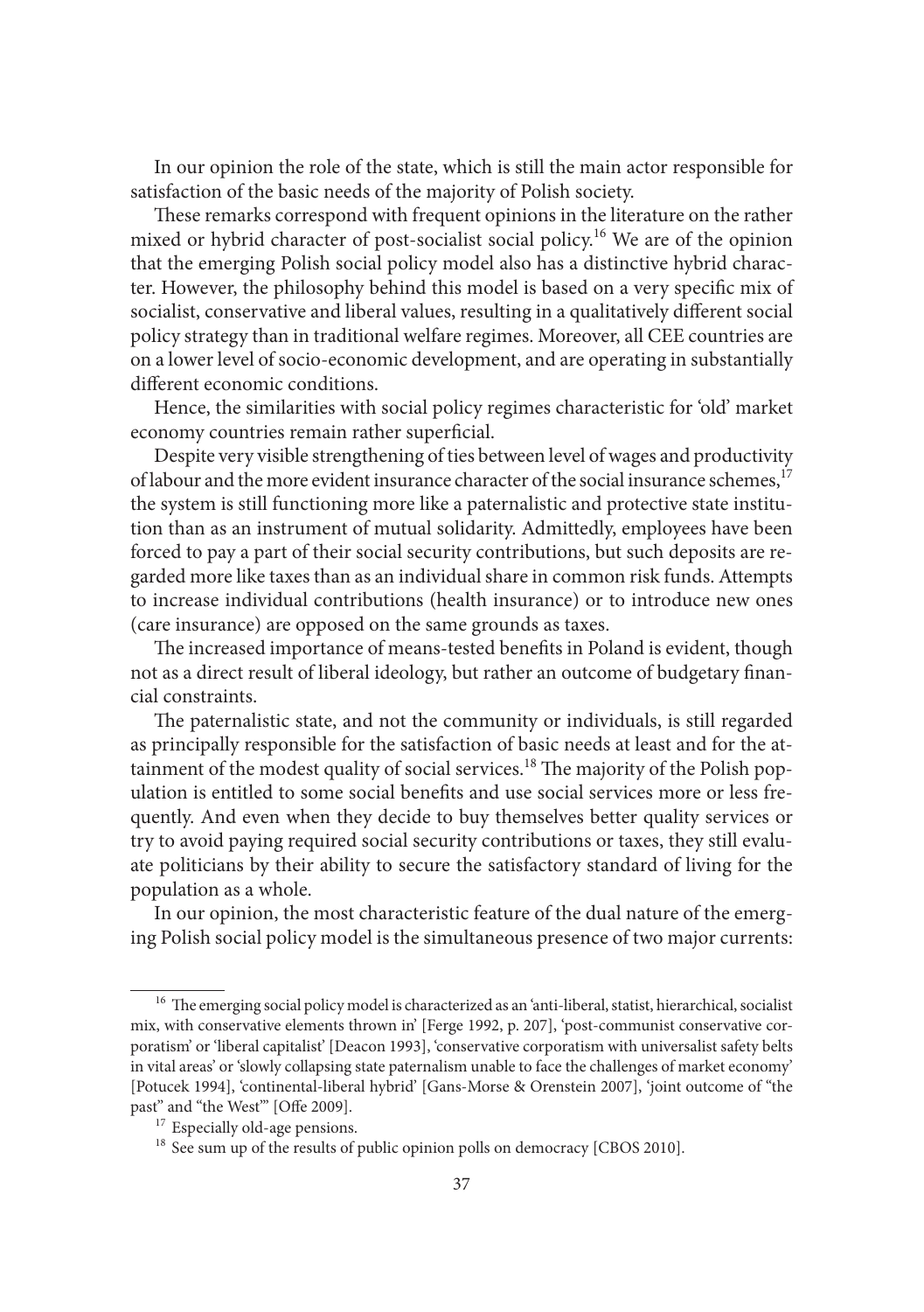In our opinion the role of the state, which is still the main actor responsible for satisfaction of the basic needs of the majority of Polish society.

These remarks correspond with frequent opinions in the literature on the rather mixed or hybrid character of post-socialist social policy.[16] We are of the opinion that the emerging Polish social policy model also has a distinctive hybrid character. However, the philosophy behind this model is based on a very specific mix of socialist, conservative and liberal values, resulting in a qualitatively different social policy strategy than in traditional welfare regimes. Moreover, all CEE countries are on a lower level of socio-economic development, and are operating in substantially different economic conditions.

Hence, the similarities with social policy regimes characteristic for 'old' market economy countries remain rather superficial.

Despite very visible strengthening of ties between level of wages and productivity of labour and the more evident insurance character of the social insurance schemes,[17] the system is still functioning more like a paternalistic and protective state institution than as an instrument of mutual solidarity. Admittedly, employees have been forced to pay a part of their social security contributions, but such deposits are regarded more like taxes than as an individual share in common risk funds. Attempts to increase individual contributions (health insurance) or to introduce new ones (care insurance) are opposed on the same grounds as taxes.

The increased importance of means-tested benefits in Poland is evident, though not as a direct result of liberal ideology, but rather an outcome of budgetary financial constraints.

The paternalistic state, and not the community or individuals, is still regarded as principally responsible for the satisfaction of basic needs at least and for the attainment of the modest quality of social services.[18] The majority of the Polish population is entitled to some social benefits and use social services more or less frequently. And even when they decide to buy themselves better quality services or try to avoid paying required social security contributions or taxes, they still evaluate politicians by their ability to secure the satisfactory standard of living for the population as a whole.

In our opinion, the most characteristic feature of the dual nature of the emerging Polish social policy model is the simultaneous presence of two major currents:

---

[16] The emerging social policy model is characterized as an 'anti-liberal, statist, hierarchical, socialist mix, with conservative elements thrown in' [Ferge 1992, p. 207], 'post-communist conservative corporatism' or 'liberal capitalist' [Deacon 1993], 'conservative corporatism with universalist safety belts in vital areas' or 'slowly collapsing state paternalism unable to face the challenges of market economy' [Potucek 1994], 'continental-liberal hybrid' [Gans-Morse & Orenstein 2007], 'joint outcome of "the past" and "the West"' [Offe 2009].

[17] Especially old-age pensions.

[18] See sum up of the results of public opinion polls on democracy [CBOS 2010].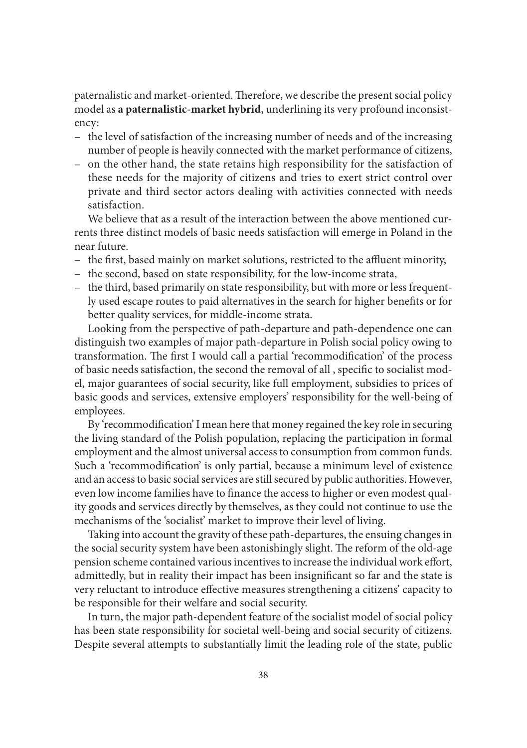paternalistic and market-oriented. Therefore, we describe the present social policy model as **a paternalistic-market hybrid**, underlining its very profound inconsistency:

- the level of satisfaction of the increasing number of needs and of the increasing number of people is heavily connected with the market performance of citizens,
- on the other hand, the state retains high responsibility for the satisfaction of these needs for the majority of citizens and tries to exert strict control over private and third sector actors dealing with activities connected with needs satisfaction.

We believe that as a result of the interaction between the above mentioned currents three distinct models of basic needs satisfaction will emerge in Poland in the near future.

- the first, based mainly on market solutions, restricted to the affluent minority,
- the second, based on state responsibility, for the low-income strata,
- the third, based primarily on state responsibility, but with more or less frequently used escape routes to paid alternatives in the search for higher benefits or for better quality services, for middle-income strata.

Looking from the perspective of path-departure and path-dependence one can distinguish two examples of major path-departure in Polish social policy owing to transformation. The first I would call a partial 'recommodification' of the process of basic needs satisfaction, the second the removal of all , specific to socialist model, major guarantees of social security, like full employment, subsidies to prices of basic goods and services, extensive employers' responsibility for the well-being of employees.

By 'recommodification' I mean here that money regained the key role in securing the living standard of the Polish population, replacing the participation in formal employment and the almost universal access to consumption from common funds. Such a 'recommodification' is only partial, because a minimum level of existence and an access to basic social services are still secured by public authorities. However, even low income families have to finance the access to higher or even modest quality goods and services directly by themselves, as they could not continue to use the mechanisms of the 'socialist' market to improve their level of living.

Taking into account the gravity of these path-departures, the ensuing changes in the social security system have been astonishingly slight. The reform of the old-age pension scheme contained various incentives to increase the individual work effort, admittedly, but in reality their impact has been insignificant so far and the state is very reluctant to introduce effective measures strengthening a citizens' capacity to be responsible for their welfare and social security.

In turn, the major path-dependent feature of the socialist model of social policy has been state responsibility for societal well-being and social security of citizens. Despite several attempts to substantially limit the leading role of the state, public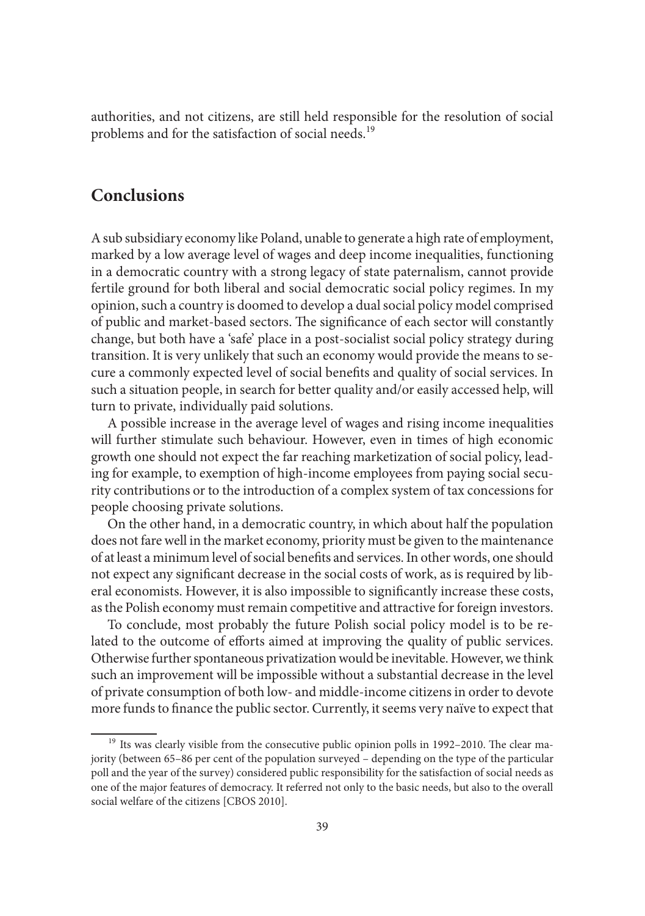authorities, and not citizens, are still held responsible for the resolution of social problems and for the satisfaction of social needs.[19]

## Conclusions

A sub subsidiary economy like Poland, unable to generate a high rate of employment, marked by a low average level of wages and deep income inequalities, functioning in a democratic country with a strong legacy of state paternalism, cannot provide fertile ground for both liberal and social democratic social policy regimes. In my opinion, such a country is doomed to develop a dual social policy model comprised of public and market-based sectors. The significance of each sector will constantly change, but both have a 'safe' place in a post-socialist social policy strategy during transition. It is very unlikely that such an economy would provide the means to secure a commonly expected level of social benefits and quality of social services. In such a situation people, in search for better quality and/or easily accessed help, will turn to private, individually paid solutions.

A possible increase in the average level of wages and rising income inequalities will further stimulate such behaviour. However, even in times of high economic growth one should not expect the far reaching marketization of social policy, leading for example, to exemption of high-income employees from paying social security contributions or to the introduction of a complex system of tax concessions for people choosing private solutions.

On the other hand, in a democratic country, in which about half the population does not fare well in the market economy, priority must be given to the maintenance of at least a minimum level of social benefits and services. In other words, one should not expect any significant decrease in the social costs of work, as is required by liberal economists. However, it is also impossible to significantly increase these costs, as the Polish economy must remain competitive and attractive for foreign investors.

To conclude, most probably the future Polish social policy model is to be related to the outcome of efforts aimed at improving the quality of public services. Otherwise further spontaneous privatization would be inevitable. However, we think such an improvement will be impossible without a substantial decrease in the level of private consumption of both low- and middle-income citizens in order to devote more funds to finance the public sector. Currently, it seems very naïve to expect that

---

[19] Its was clearly visible from the consecutive public opinion polls in 1992–2010. The clear majority (between 65–86 per cent of the population surveyed – depending on the type of the particular poll and the year of the survey) considered public responsibility for the satisfaction of social needs as one of the major features of democracy. It referred not only to the basic needs, but also to the overall social welfare of the citizens [CBOS 2010].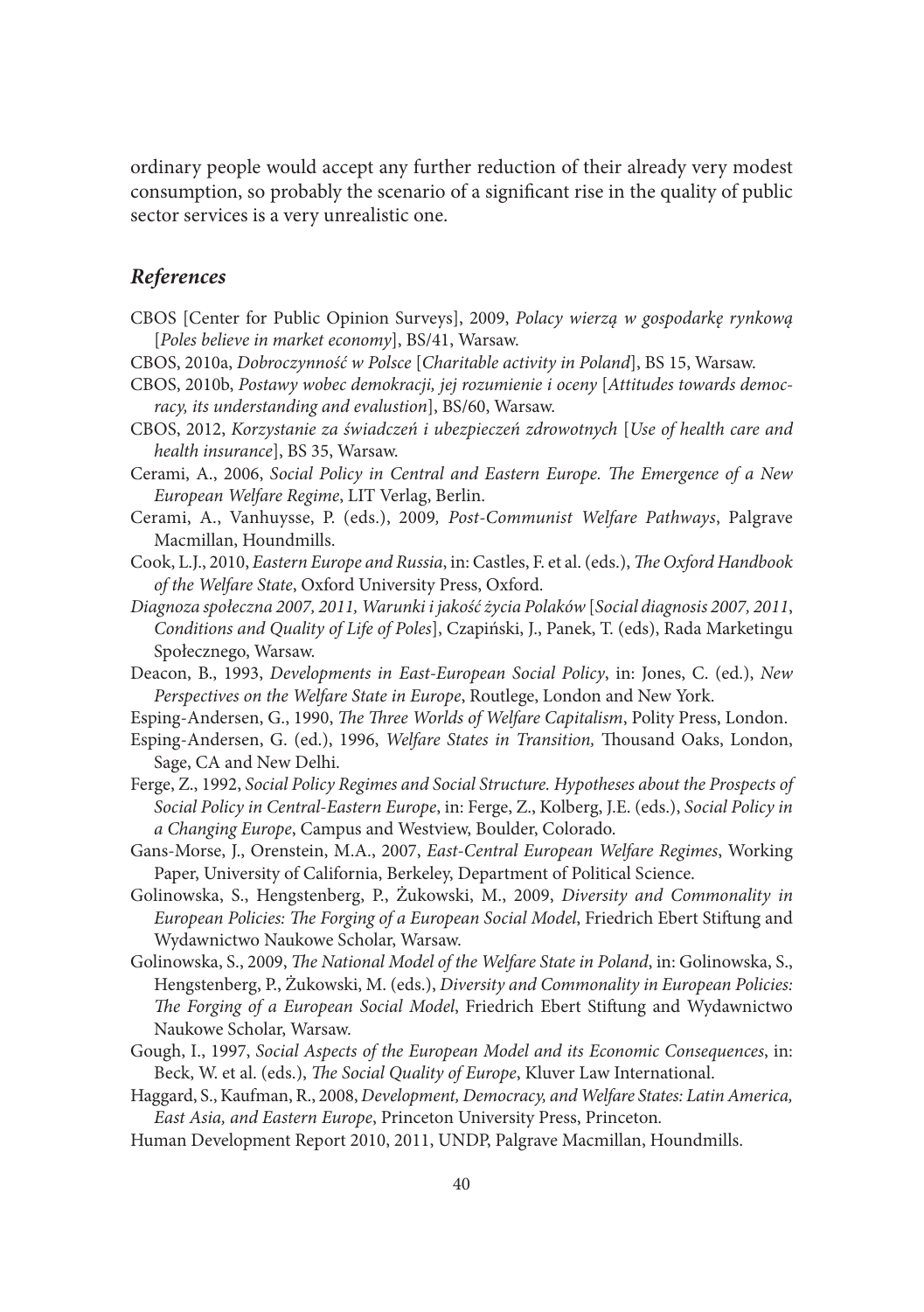ordinary people would accept any further reduction of their already very modest consumption, so probably the scenario of a significant rise in the quality of public sector services is a very unrealistic one.

### *References*

CBOS [Center for Public Opinion Surveys], 2009, *Polacy wierzą w gospodarkę rynkową* [*Poles believe in market economy*], BS/41, Warsaw.

CBOS, 2010a, *Dobroczynność w Polsce* [*Charitable activity in Poland*], BS 15, Warsaw.

CBOS, 2010b, *Postawy wobec demokracji, jej rozumienie i oceny* [*Attitudes towards democracy, its understanding and evalustion*], BS/60, Warsaw.

CBOS, 2012, *Korzystanie za świadczeń i ubezpieczeń zdrowotnych* [*Use of health care and health insurance*], BS 35, Warsaw.

Cerami, A., 2006, *Social Policy in Central and Eastern Europe. The Emergence of a New European Welfare Regime*, LIT Verlag, Berlin.

Cerami, A., Vanhuysse, P. (eds.), 2009*, Post-Communist Welfare Pathways*, Palgrave Macmillan, Houndmills.

Cook, L.J., 2010, *Eastern Europe and Russia*, in: Castles, F. et al. (eds.), *The Oxford Handbook of the Welfare State*, Oxford University Press, Oxford.

*Diagnoza społeczna 2007, 2011, Warunki i jakość życia Polaków* [*Social diagnosis 2007, 2011*, *Conditions and Quality of Life of Poles*], Czapiński, J., Panek, T. (eds), Rada Marketingu Społecznego, Warsaw.

Deacon, B., 1993, *Developments in East-European Social Policy*, in: Jones, C. (ed.), *New Perspectives on the Welfare State in Europe*, Routlege, London and New York.

Esping-Andersen, G., 1990, *The Three Worlds of Welfare Capitalism*, Polity Press, London.

Esping-Andersen, G. (ed.), 1996, *Welfare States in Transition,* Thousand Oaks, London, Sage, CA and New Delhi.

Ferge, Z., 1992, *Social Policy Regimes and Social Structure. Hypotheses about the Prospects of Social Policy in Central-Eastern Europe*, in: Ferge, Z., Kolberg, J.E. (eds.), *Social Policy in a Changing Europe*, Campus and Westview, Boulder, Colorado.

Gans-Morse, J., Orenstein, M.A., 2007, *East-Central European Welfare Regimes*, Working Paper, University of California, Berkeley, Department of Political Science.

Golinowska, S., Hengstenberg, P., Żukowski, M., 2009, *Diversity and Commonality in European Policies: The Forging of a European Social Model*, Friedrich Ebert Stiftung and Wydawnictwo Naukowe Scholar, Warsaw.

Golinowska, S., 2009, *The National Model of the Welfare State in Poland*, in: Golinowska, S., Hengstenberg, P., Żukowski, M. (eds.), *Diversity and Commonality in European Policies: The Forging of a European Social Model*, Friedrich Ebert Stiftung and Wydawnictwo Naukowe Scholar, Warsaw.

Gough, I., 1997, *Social Aspects of the European Model and its Economic Consequences*, in: Beck, W. et al. (eds.), *The Social Quality of Europe*, Kluver Law International.

Haggard, S., Kaufman, R., 2008, *Development, Democracy, and Welfare States: Latin America, East Asia, and Eastern Europe*, Princeton University Press, Princeton.

Human Development Report 2010, 2011, UNDP, Palgrave Macmillan, Houndmills.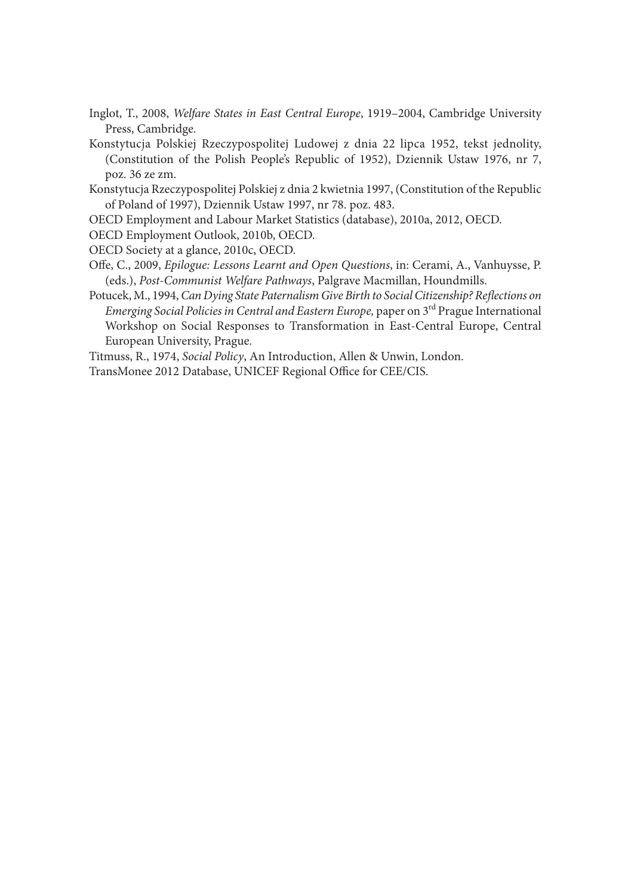Inglot, T., 2008, *Welfare States in East Central Europe*, 1919–2004, Cambridge University Press, Cambridge.

Konstytucja Polskiej Rzeczypospolitej Ludowej z dnia 22 lipca 1952, tekst jednolity, (Constitution of the Polish People's Republic of 1952), Dziennik Ustaw 1976, nr 7, poz. 36 ze zm.

Konstytucja Rzeczypospolitej Polskiej z dnia 2 kwietnia 1997, (Constitution of the Republic of Poland of 1997), Dziennik Ustaw 1997, nr 78. poz. 483.

OECD Employment and Labour Market Statistics (database), 2010a, 2012, OECD.

OECD Employment Outlook, 2010b, OECD.

OECD Society at a glance, 2010c, OECD.

Offe, C., 2009, *Epilogue: Lessons Learnt and Open Questions*, in: Cerami, A., Vanhuysse, P. (eds.), *Post-Communist Welfare Pathways*, Palgrave Macmillan, Houndmills.

Potucek, M., 1994, *Can Dying State Paternalism Give Birth to Social Citizenship? Reflections on Emerging Social Policies in Central and Eastern Europe,* paper on 3rd Prague International Workshop on Social Responses to Transformation in East-Central Europe, Central European University, Prague.

Titmuss, R., 1974, *Social Policy*, An Introduction, Allen & Unwin, London.

TransMonee 2012 Database, UNICEF Regional Office for CEE/CIS.